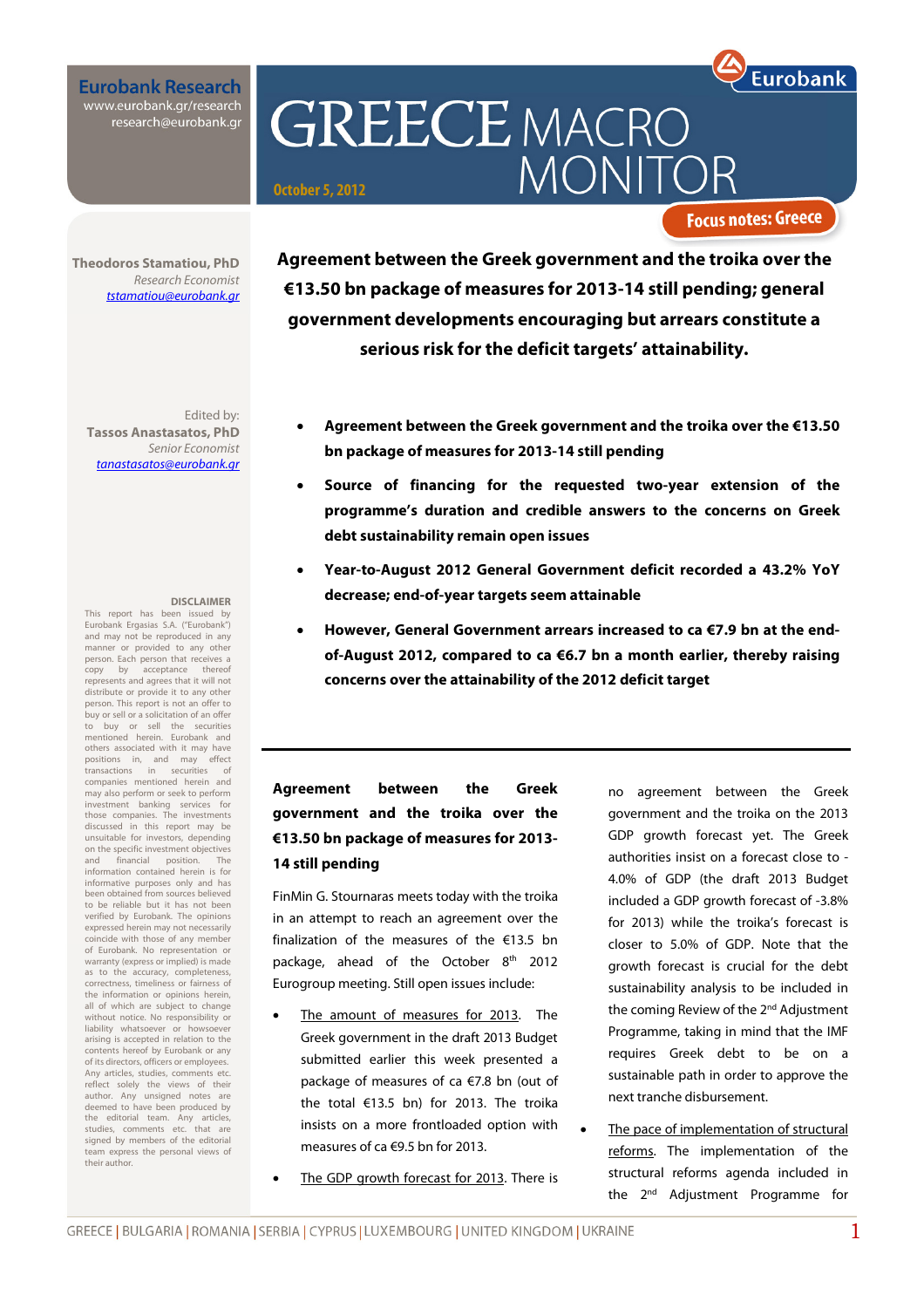Eurobank Research
www.eurobank.gr/research
research@eurobank.gr

# GREECE MACRO MONITOR

October 5, 2012

Focus notes: Greece

**Theodoros Stamatiou, PhD**
*Research Economist*
*tstamatiou@eurobank.gr*

Edited by:
**Tassos Anastasatos, PhD**
*Senior Economist*
*tanastasatos@eurobank.gr*

**DISCLAIMER**
This report has been issued by Eurobank Ergasias S.A. ("Eurobank") and may not be reproduced in any manner or provided to any other person. Each person that receives a copy by acceptance thereof represents and agrees that it will not distribute or provide it to any other person. This report is not an offer to buy or sell or a solicitation of an offer to buy or sell the securities mentioned herein. Eurobank and others associated with it may have positions in, and may effect transactions in securities of companies mentioned herein and may also perform or seek to perform investment banking services for those companies. The investments discussed in this report may be unsuitable for investors, depending on the specific investment objectives and financial position. The information contained herein is for informative purposes only and has been obtained from sources believed to be reliable but it has not been verified by Eurobank. The opinions expressed herein may not necessarily coincide with those of any member of Eurobank. No representation or warranty (express or implied) is made as to the accuracy, completeness, correctness, timeliness or fairness of the information or opinions herein, all of which are subject to change without notice. No responsibility or liability whatsoever or howsoever arising is accepted in relation to the contents hereof by Eurobank or any of its directors, officers or employees. Any articles, studies, comments etc. reflect solely the views of their author. Any unsigned notes are deemed to have been produced by the editorial team. Any articles, studies, comments etc. that are signed by members of the editorial team express the personal views of their author.

## Agreement between the Greek government and the troika over the €13.50 bn package of measures for 2013-14 still pending; general government developments encouraging but arrears constitute a serious risk for the deficit targets' attainability.

- **Agreement between the Greek government and the troika over the €13.50 bn package of measures for 2013-14 still pending**
- **Source of financing for the requested two-year extension of the programme's duration and credible answers to the concerns on Greek debt sustainability remain open issues**
- **Year-to-August 2012 General Government deficit recorded a 43.2% YoY decrease; end-of-year targets seem attainable**
- **However, General Government arrears increased to ca €7.9 bn at the end-of-August 2012, compared to ca €6.7 bn a month earlier, thereby raising concerns over the attainability of the 2012 deficit target**

---

### Agreement between the Greek government and the troika over the €13.50 bn package of measures for 2013-14 still pending

FinMin G. Stournaras meets today with the troika in an attempt to reach an agreement over the finalization of the measures of the €13.5 bn package, ahead of the October 8th 2012 Eurogroup meeting. Still open issues include:

- The amount of measures for 2013. The Greek government in the draft 2013 Budget submitted earlier this week presented a package of measures of ca €7.8 bn (out of the total €13.5 bn) for 2013. The troika insists on a more frontloaded option with measures of ca €9.5 bn for 2013.
- The GDP growth forecast for 2013. There is no agreement between the Greek government and the troika on the 2013 GDP growth forecast yet. The Greek authorities insist on a forecast close to -4.0% of GDP (the draft 2013 Budget included a GDP growth forecast of -3.8% for 2013) while the troika's forecast is closer to 5.0% of GDP. Note that the growth forecast is crucial for the debt sustainability analysis to be included in the coming Review of the 2nd Adjustment Programme, taking in mind that the IMF requires Greek debt to be on a sustainable path in order to approve the next tranche disbursement.
- The pace of implementation of structural reforms. The implementation of the structural reforms agenda included in the 2nd Adjustment Programme for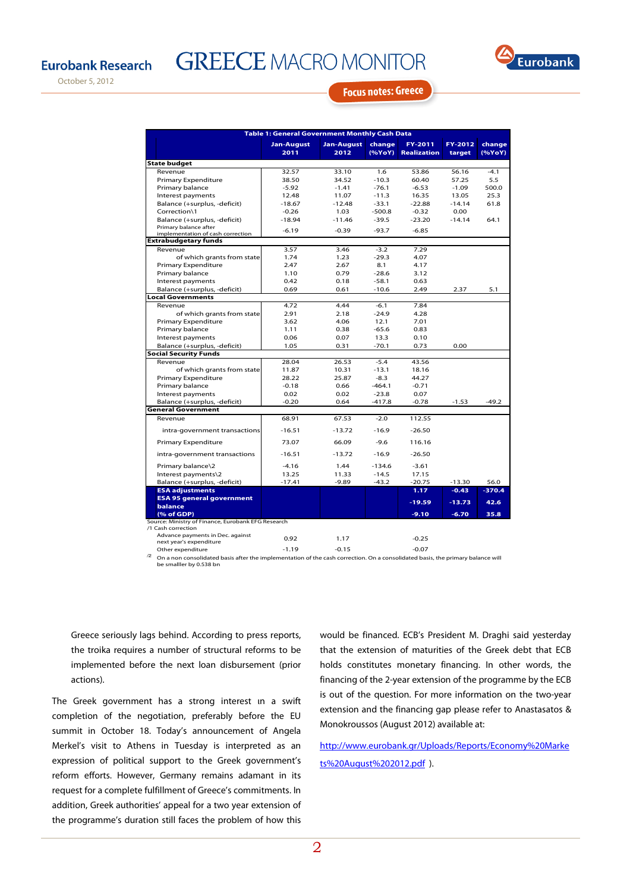**Table 1: General Government Monthly Cash Data**

| | Jan-August 2011 | Jan-August 2012 | change (%YoY) | FY-2011 Realization | FY-2012 target | change (%YoY) |
|---|---|---|---|---|---|---|
| **State budget** | | | | | | |
| Revenue | 32.57 | 33.10 | 1.6 | 53.86 | 56.16 | -4.1 |
| Primary Expenditure | 38.50 | 34.52 | -10.3 | 60.40 | 57.25 | 5.5 |
| Primary balance | -5.92 | -1.41 | -76.1 | -6.53 | -1.09 | 500.0 |
| Interest payments | 12.48 | 11.07 | -11.3 | 16.35 | 13.05 | 25.3 |
| Balance (+surplus, -deficit) | -18.67 | -12.48 | -33.1 | -22.88 | -14.14 | 61.8 |
| Correction\1 | -0.26 | 1.03 | -500.8 | -0.32 | 0.00 | |
| Balance (+surplus, -deficit) | -18.94 | -11.46 | -39.5 | -23.20 | -14.14 | 64.1 |
| Primary balance after implementation of cash correction | -6.19 | -0.39 | -93.7 | -6.85 | | |
| **Extrabudgetary funds** | | | | | | |
| Revenue | 3.57 | 3.46 | -3.2 | 7.29 | | |
| of which grants from state | 1.74 | 1.23 | -29.3 | 4.07 | | |
| Primary Expenditure | 2.47 | 2.67 | 8.1 | 4.17 | | |
| Primary balance | 1.10 | 0.79 | -28.6 | 3.12 | | |
| Interest payments | 0.42 | 0.18 | -58.1 | 0.63 | | |
| Balance (+surplus, -deficit) | 0.69 | 0.61 | -10.6 | 2.49 | 2.37 | 5.1 |
| **Local Governments** | | | | | | |
| Revenue | 4.72 | 4.44 | -6.1 | 7.84 | | |
| of which grants from state | 2.91 | 2.18 | -24.9 | 4.28 | | |
| Primary Expenditure | 3.62 | 4.06 | 12.1 | 7.01 | | |
| Primary balance | 1.11 | 0.38 | -65.6 | 0.83 | | |
| Interest payments | 0.06 | 0.07 | 13.3 | 0.10 | | |
| Balance (+surplus, -deficit) | 1.05 | 0.31 | -70.1 | 0.73 | 0.00 | |
| **Social Security Funds** | | | | | | |
| Revenue | 28.04 | 26.53 | -5.4 | 43.56 | | |
| of which grants from state | 11.87 | 10.31 | -13.1 | 18.16 | | |
| Primary Expenditure | 28.22 | 25.87 | -8.3 | 44.27 | | |
| Primary balance | -0.18 | 0.66 | -464.1 | -0.71 | | |
| Interest payments | 0.02 | 0.02 | -23.8 | 0.07 | | |
| Balance (+surplus, -deficit) | -0.20 | 0.64 | -417.8 | -0.78 | -1.53 | -49.2 |
| **General Government** | | | | | | |
| Revenue | 68.91 | 67.53 | -2.0 | 112.55 | | |
| intra-government transactions | -16.51 | -13.72 | -16.9 | -26.50 | | |
| Primary Expenditure | 73.07 | 66.09 | -9.6 | 116.16 | | |
| intra-government transactions | -16.51 | -13.72 | -16.9 | -26.50 | | |
| Primary balance\2 | -4.16 | 1.44 | -134.6 | -3.61 | | |
| Interest payments\2 | 13.25 | 11.33 | -14.5 | 17.15 | | |
| Balance (+surplus, -deficit) | -17.41 | -9.89 | -43.2 | -20.75 | -13.30 | 56.0 |
| **ESA adjustments** | | | | 1.17 | -0.43 | -370.4 |
| **ESA 95 general government balance** | | | | -19.59 | -13.73 | 42.6 |
| **(% of GDP)** | | | | -9.10 | -6.70 | 35.8 |

Source: Ministry of Finance, Eurobank EFG Research

/1 Cash correction

| | | | | |
|---|---|---|---|---|
| Advance payments in Dec. against next year's expenditure | 0.92 | 1.17 | | -0.25 |
| Other expenditure | -1.19 | -0.15 | | -0.07 |

/2 On a non consolidated basis after the implementation of the cash correction. On a consolidated basis, the primary balance will be smaller by 0.538 bn

Greece seriously lags behind. According to press reports, the troika requires a number of structural reforms to be implemented before the next loan disbursement (prior actions).

The Greek government has a strong interest in a swift completion of the negotiation, preferably before the EU summit in October 18. Today's announcement of Angela Merkel's visit to Athens in Tuesday is interpreted as an expression of political support to the Greek government's reform efforts. However, Germany remains adamant in its request for a complete fulfillment of Greece's commitments. In addition, Greek authorities' appeal for a two year extension of the programme's duration still faces the problem of how this would be financed. ECB's President M. Draghi said yesterday that the extension of maturities of the Greek debt that ECB holds constitutes monetary financing. In other words, the financing of the 2-year extension of the programme by the ECB is out of the question. For more information on the two-year extension and the financing gap please refer to Anastasatos & Monokroussos (August 2012) available at:

http://www.eurobank.gr/Uploads/Reports/Economy%20Markets%20August%202012.pdf ).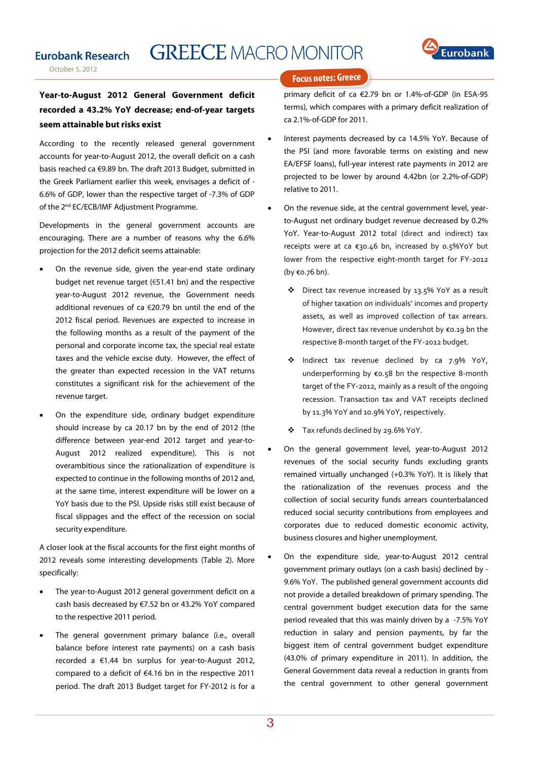**Year-to-August 2012 General Government deficit recorded a 43.2% YoY decrease; end-of-year targets seem attainable but risks exist**

According to the recently released general government accounts for year-to-August 2012, the overall deficit on a cash basis reached ca €9.89 bn. The draft 2013 Budget, submitted in the Greek Parliament earlier this week, envisages a deficit of -6.6% of GDP, lower than the respective target of -7.3% of GDP of the 2nd EC/ECB/IMF Adjustment Programme.

Developments in the general government accounts are encouraging. There are a number of reasons why the 6.6% projection for the 2012 deficit seems attainable:

- On the revenue side, given the year-end state ordinary budget net revenue target (€51.41 bn) and the respective year-to-August 2012 revenue, the Government needs additional revenues of ca €20.79 bn until the end of the 2012 fiscal period. Revenues are expected to increase in the following months as a result of the payment of the personal and corporate income tax, the special real estate taxes and the vehicle excise duty. However, the effect of the greater than expected recession in the VAT returns constitutes a significant risk for the achievement of the revenue target.
- On the expenditure side, ordinary budget expenditure should increase by ca 20.17 bn by the end of 2012 (the difference between year-end 2012 target and year-to-August 2012 realized expenditure). This is not overambitious since the rationalization of expenditure is expected to continue in the following months of 2012 and, at the same time, interest expenditure will be lower on a YoY basis due to the PSI. Upside risks still exist because of fiscal slippages and the effect of the recession on social security expenditure.

A closer look at the fiscal accounts for the first eight months of 2012 reveals some interesting developments (Table 2). More specifically:

- The year-to-August 2012 general government deficit on a cash basis decreased by €7.52 bn or 43.2% YoY compared to the respective 2011 period.
- The general government primary balance (i.e., overall balance before interest rate payments) on a cash basis recorded a €1.44 bn surplus for year-to-August 2012, compared to a deficit of €4.16 bn in the respective 2011 period. The draft 2013 Budget target for FY-2012 is for a primary deficit of ca €2.79 bn or 1.4%-of-GDP (in ESA-95 terms), which compares with a primary deficit realization of ca 2.1%-of-GDP for 2011.
- Interest payments decreased by ca 14.5% YoY. Because of the PSI (and more favorable terms on existing and new EA/EFSF loans), full-year interest rate payments in 2012 are projected to be lower by around 4.42bn (or 2.2%-of-GDP) relative to 2011.
- On the revenue side, at the central government level, year-to-August net ordinary budget revenue decreased by 0.2% YoY. Year-to-August 2012 total (direct and indirect) tax receipts were at ca €30.46 bn, increased by 0.5%YoY but lower from the respective eight-month target for FY-2012 (by €0.76 bn).
  - Direct tax revenue increased by 13.5% YoY as a result of higher taxation on individuals' incomes and property assets, as well as improved collection of tax arrears. However, direct tax revenue undershot by €0.19 bn the respective 8-month target of the FY-2012 budget.
  - Indirect tax revenue declined by ca 7.9% YoY, underperforming by €0.58 bn the respective 8-month target of the FY-2012, mainly as a result of the ongoing recession. Transaction tax and VAT receipts declined by 11.3% YoY and 10.9% YoY, respectively.
  - Tax refunds declined by 29.6% YoY.
- On the general government level, year-to-August 2012 revenues of the social security funds excluding grants remained virtually unchanged (+0.3% YoY). It is likely that the rationalization of the revenues process and the collection of social security funds arrears counterbalanced reduced social security contributions from employees and corporates due to reduced domestic economic activity, business closures and higher unemployment.
- On the expenditure side, year-to-August 2012 central government primary outlays (on a cash basis) declined by -9.6% YoY. The published general government accounts did not provide a detailed breakdown of primary spending. The central government budget execution data for the same period revealed that this was mainly driven by a -7.5% YoY reduction in salary and pension payments, by far the biggest item of central government budget expenditure (43.0% of primary expenditure in 2011). In addition, the General Government data reveal a reduction in grants from the central government to other general government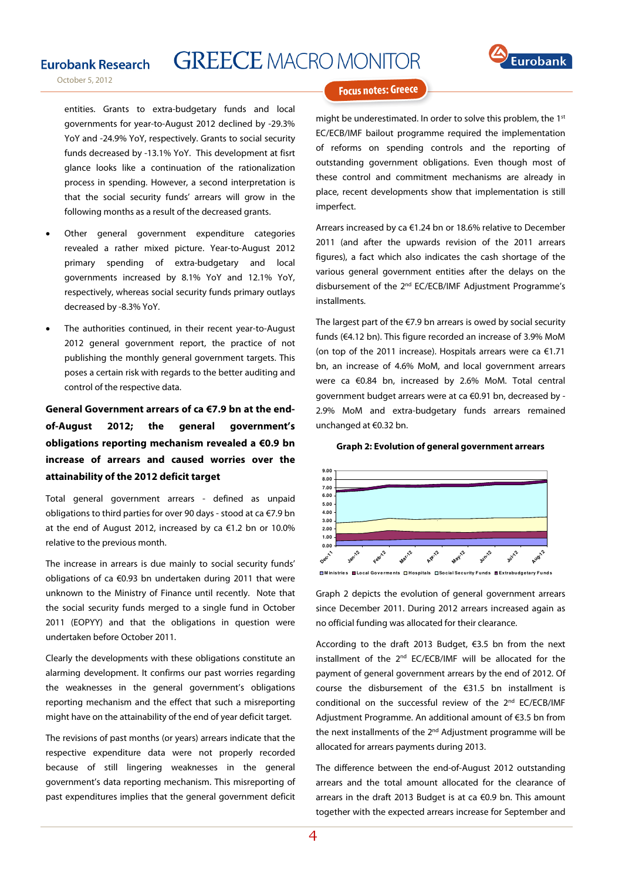entities. Grants to extra-budgetary funds and local governments for year-to-August 2012 declined by -29.3% YoY and -24.9% YoY, respectively. Grants to social security funds decreased by -13.1% YoY. This development at fisrt glance looks like a continuation of the rationalization process in spending. However, a second interpretation is that the social security funds' arrears will grow in the following months as a result of the decreased grants.

- Other general government expenditure categories revealed a rather mixed picture. Year-to-August 2012 primary spending of extra-budgetary and local governments increased by 8.1% YoY and 12.1% YoY, respectively, whereas social security funds primary outlays decreased by -8.3% YoY.
- The authorities continued, in their recent year-to-August 2012 general government report, the practice of not publishing the monthly general government targets. This poses a certain risk with regards to the better auditing and control of the respective data.

**General Government arrears of ca €7.9 bn at the end-of-August 2012; the general government's obligations reporting mechanism revealed a €0.9 bn increase of arrears and caused worries over the attainability of the 2012 deficit target**

Total general government arrears - defined as unpaid obligations to third parties for over 90 days - stood at ca €7.9 bn at the end of August 2012, increased by ca €1.2 bn or 10.0% relative to the previous month.

The increase in arrears is due mainly to social security funds' obligations of ca €0.93 bn undertaken during 2011 that were unknown to the Ministry of Finance until recently. Note that the social security funds merged to a single fund in October 2011 (EOPYY) and that the obligations in question were undertaken before October 2011.

Clearly the developments with these obligations constitute an alarming development. It confirms our past worries regarding the weaknesses in the general government's obligations reporting mechanism and the effect that such a misreporting might have on the attainability of the end of year deficit target.

The revisions of past months (or years) arrears indicate that the respective expenditure data were not properly recorded because of still lingering weaknesses in the general government's data reporting mechanism. This misreporting of past expenditures implies that the general government deficit might be underestimated. In order to solve this problem, the 1st EC/ECB/IMF bailout programme required the implementation of reforms on spending controls and the reporting of outstanding government obligations. Even though most of these control and commitment mechanisms are already in place, recent developments show that implementation is still imperfect.

Arrears increased by ca €1.24 bn or 18.6% relative to December 2011 (and after the upwards revision of the 2011 arrears figures), a fact which also indicates the cash shortage of the various general government entities after the delays on the disbursement of the 2nd EC/ECB/IMF Adjustment Programme's installments.

The largest part of the €7.9 bn arrears is owed by social security funds (€4.12 bn). This figure recorded an increase of 3.9% MoM (on top of the 2011 increase). Hospitals arrears were ca €1.71 bn, an increase of 4.6% MoM, and local government arrears were ca €0.84 bn, increased by 2.6% MoM. Total central government budget arrears were at ca €0.91 bn, decreased by -2.9% MoM and extra-budgetary funds arrears remained unchanged at €0.32 bn.

**Graph 2: Evolution of general government arrears**

Graph 2 depicts the evolution of general government arrears since December 2011. During 2012 arrears increased again as no official funding was allocated for their clearance.

According to the draft 2013 Budget, €3.5 bn from the next installment of the 2nd EC/ECB/IMF will be allocated for the payment of general government arrears by the end of 2012. Of course the disbursement of the €31.5 bn installment is conditional on the successful review of the 2nd EC/ECB/IMF Adjustment Programme. An additional amount of €3.5 bn from the next installments of the 2nd Adjustment programme will be allocated for arrears payments during 2013.

The difference between the end-of-August 2012 outstanding arrears and the total amount allocated for the clearance of arrears in the draft 2013 Budget is at ca €0.9 bn. This amount together with the expected arrears increase for September and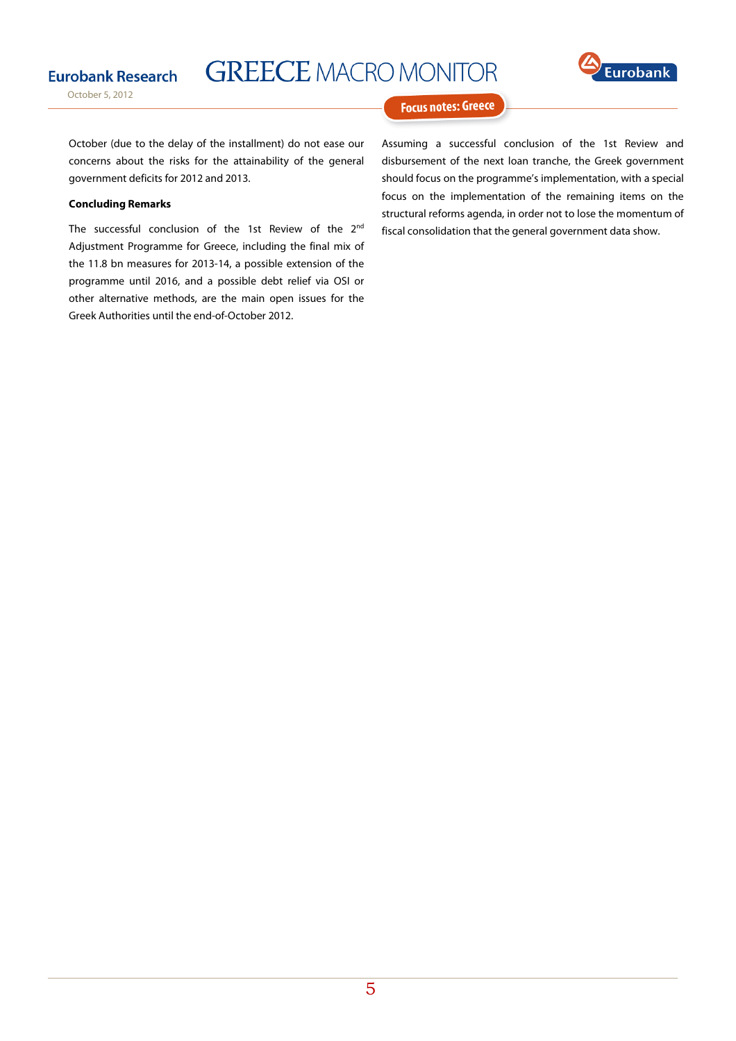October (due to the delay of the installment) do not ease our concerns about the risks for the attainability of the general government deficits for 2012 and 2013.

**Concluding Remarks**

The successful conclusion of the 1st Review of the 2nd Adjustment Programme for Greece, including the final mix of the 11.8 bn measures for 2013-14, a possible extension of the programme until 2016, and a possible debt relief via OSI or other alternative methods, are the main open issues for the Greek Authorities until the end-of-October 2012.

Assuming a successful conclusion of the 1st Review and disbursement of the next loan tranche, the Greek government should focus on the programme's implementation, with a special focus on the implementation of the remaining items on the structural reforms agenda, in order not to lose the momentum of fiscal consolidation that the general government data show.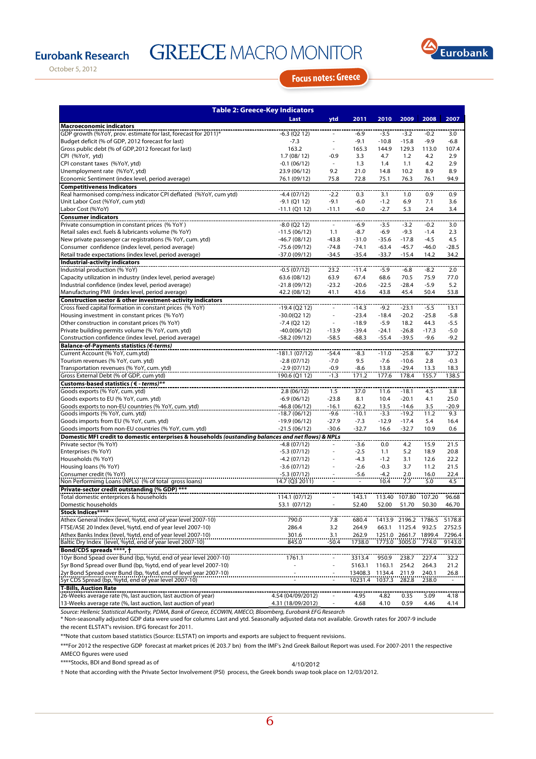**Eurobank Research**

October 5, 2012

# GREECE MACRO MONITOR

Focus notes: Greece

| Table 2: Greece-Key Indicators | Last | ytd | 2011 | 2010 | 2009 | 2008 | 2007 |
|---|---|---|---|---|---|---|---|
| **Macroeconomic indicators** | | | | | | | |
| GDP growth (%YoY, prov. estimate for last, forecast for 2011)* | -6.3 (Q2 12) | - | -6.9 | -3.5 | -3.2 | -0.2 | 3.0 |
| Budget deficit (% of GDP, 2012 forecast for last) | -7.3 | - | -9.1 | -10.8 | -15.8 | -9.9 | -6.8 |
| Gross public debt (% of GDP,2012 forecast for last) | 163.2 | - | 165.3 | 144.9 | 129.3 | 113.0 | 107.4 |
| CPI (%YoY, ytd) | 1.7 (08/ 12) | -0.9 | 3.3 | 4.7 | 1.2 | 4.2 | 2.9 |
| CPI constant taxes (%YoY, ytd) | -0.1 (06/12) | - | 1.3 | 1.4 | 1.1 | 4.2 | 2.9 |
| Unemployment rate (%YoY, ytd) | 23.9 (06/12) | 9.2 | 21.0 | 14.8 | 10.2 | 8.9 | 8.9 |
| Economic Sentiment (index level, period average) | 76.1 (09/12) | 75.8 | 72.8 | 75.1 | 76.3 | 76.1 | 94.9 |
| **Competitiveness Indicators** | | | | | | | |
| Real harmonised comp/ness indicator CPI deflated (%YoY, cum ytd) | -4.4 (07/12) | -2.2 | 0.3 | 3.1 | 1.0 | 0.9 | 0.9 |
| Unit Labor Cost (%YoY, cum ytd) | -9.1 (Q1 12) | -9.1 | -6.0 | -1.2 | 6.9 | 7.1 | 3.6 |
| Labor Cost (%YoY) | -11.1 (Q1 12) | -11.1 | -6.0 | -2.7 | 5.3 | 2.4 | 3.4 |
| **Consumer indicators** | | | | | | | |
| Private consumption in constant prices (% YoY ) | -8.0 (Q2 12) | - | -6.9 | -3.5 | -3.2 | -0.2 | 3.0 |
| Retail sales excl. fuels & lubricants volume (% YoY) | -11.5 (06/12) | 1.1 | -8.7 | -6.9 | -9.3 | -1.4 | 2.3 |
| New private passenger car registrations (% YoY, cum. ytd) | -46.7 (08/12) | -43.8 | -31.0 | -35.6 | -17.8 | -4.5 | 4.5 |
| Consumer confidence (index level, period average) | -75.6 (09/12) | -74.8 | -74.1 | -63.4 | -45.7 | -46.0 | -28.5 |
| Retail trade expectations (index level, period average) | -37.0 (09/12) | -34.5 | -35.4 | -33.7 | -15.4 | 14.2 | 34.2 |
| **Industrial-activity indicators** | | | | | | | |
| Industrial production (% YoY) | -0.5 (07/12) | 23.2 | -11.4 | -5.9 | -6.8 | -8.2 | 2.0 |
| Capacity utilization in industry (index level, period average) | 63.6 (08/12) | 63.9 | 67.4 | 68.6 | 70.5 | 75.9 | 77.0 |
| Industrial confidence (index level, period average) | -21.8 (09/12) | -23.2 | -20.6 | -22.5 | -28.4 | -5.9 | 5.2 |
| Manufacturing PMI (index level, period average) | 42.2 (08/12) | 41.1 | 43.6 | 43.8 | 45.4 | 50.4 | 53.8 |
| **Construction sector & other investment-activity indicators** | | | | | | | |
| Cross fixed capital formation in constant prices (% YoY) | -19.4 (Q2 12) | - | -14.3 | -9.2 | -23.1 | -5.5 | 13.1 |
| Housing investment in constant prices (% YoY) | -30.0(Q2 12) | - | -23.4 | -18.4 | -20.2 | -25.8 | -5.8 |
| Other construction in constant prices (% YoY) | -7.4 (Q2 12) | - | -18.9 | -5.9 | 18.2 | 44.3 | -5.5 |
| Private building permits volume (% YoY, cum. ytd) | -40.0(06/12) | -13.9 | -39.4 | -24.1 | -26.8 | -17.3 | -5.0 |
| Construction confidence (index level, period average) | -58.2 (09/12) | -58.5 | -68.3 | -55.4 | -39.5 | -9.6 | -9.2 |
| ***Balance-of-Payments statistics (€-terms)*** | | | | | | | |
| Current Account (% YoY, cum.ytd) | -181.1 (07/12) | -54.4 | -8.3 | -11.0 | -25.8 | 6.7 | 37.2 |
| Tourism revenues (% YoY, cum. ytd) | -2.8 (07/12) | -7.0 | 9.5 | -7.6 | -10.6 | 2.8 | -0.3 |
| Transportation revenues (% YoY, cum. ytd) | -2.9 (07/12) | -0.9 | -8.6 | 13.8 | -29.4 | 13.3 | 18.3 |
| Gross External Debt (% of GDP, cum ytd) | 190.6 (Q1 12) | -1.3 | 171.2 | 177.6 | 178.4 | 155.7 | 138.5 |
| ***Customs-based statistics (€ - terms)**** | | | | | | | |
| Goods exports (% YoY, cum. ytd) | 2.8 (06/12) | 1.5 | 37.0 | 11.6 | -18.1 | 4.5 | 3.8 |
| Goods exports to EU (% YoY, cum. ytd) | -6.9 (06/12) | -23.8 | 8.1 | 10.4 | -20.1 | 4.1 | 25.0 |
| Goods exports to non-EU countries (% YoY, cum. ytd) | -46.8 (06/12) | -16.1 | 62.2 | 13.5 | -14.6 | 3.5 | -20.9 |
| Goods imports (% YoY, cum. ytd) | -18.7 (06/12) | -9.6 | -10.1 | -3.3 | -19.2 | 11.2 | 9.3 |
| Goods imports from EU (% YoY, cum. ytd) | -19.9 (06/12) | -27.9 | -7.3 | -12.9 | -17.4 | 5.4 | 16.4 |
| Goods imports from non-EU countries (% YoY, cum. ytd) | -21.5 (06/12) | -30.6 | -32.7 | 16.6 | -32.7 | 10.9 | 0.6 |
| **Domestic MFI credit to domestic enterprises & households *(oustanding balances and net flows)* & NPLs** | | | | | | | |
| Private sector (% YoY) | -4.8 (07/12) | - | -3.6 | 0.0 | 4.2 | 15.9 | 21.5 |
| Enterprises (% YoY) | -5.3 (07/12) | - | -2.5 | 1.1 | 5.2 | 18.9 | 20.8 |
| Households (% YoY) | -4.2 (07/12) | - | -4.3 | -1.2 | 3.1 | 12.6 | 22.2 |
| Housing loans (% YoY) | -3.6 (07/12) | - | -2.6 | -0.3 | 3.7 | 11.2 | 21.5 |
| Consumer credit (% YoY) | -5.3 (07/12) | - | -5.6 | -4.2 | 2.0 | 16.0 | 22.4 |
| Non Performimg Loans (NPLs) (% of total gross loans) | 14.7 (Q3 2011) | - | - | 10.4 | 7.7 | 5.0 | 4.5 |
| **Private-sector credit outstanding (% GDP) \*\*\*** | | | | | | | |
| Total domestic enterprises & households | 114.1 (07/12) | - | 143.1 | 113.40 | 107.80 | 107.20 | 96.68 |
| Domestic households | 53.1 (07/12) | - | 52.40 | 52.00 | 51.70 | 50.30 | 46.70 |
| **Stock Indices\*\*\*\*** | | | | | | | |
| Athex General Index (level, %ytd, end of year level 2007-10) | 790.0 | 7.8 | 680.4 | 1413.9 | 2196.2 | 1786.5 | 5178.8 |
| FTSE/ASE 20 Index (level, %ytd, end of year level 2007-10) | 286.4 | 3.2 | 264.9 | 663.1 | 1125.4 | 932.5 | 2752.5 |
| Athex Banks Index (level, %ytd, end of year level 2007-10) | 301.6 | 3.1 | 262.9 | 1251.0 | 2661.7 | 1899.4 | 7296.4 |
| Baltic Dry Index (level, %ytd, end of year level 2007-10) | 845.0 | -50.4 | 1738.0 | 1773.0 | 3005.0 | 774.0 | 9143.0 |
| **Bond/CDS spreads \*\*\*\*, †** | | | | | | | |
| 10yr Bond Spread over Bund (bp, %ytd, end of year level 2007-10) | 1761.1 | - | 3313.4 | 950.9 | 238.7 | 227.4 | 32.2 |
| 5yr Bond Spread over Bund (bp, %ytd, end of year level 2007-10) | - | - | 5163.1 | 1163.1 | 254.2 | 264.3 | 21.2 |
| 2yr Bond Spread over Bund (bp, %ytd, end of level year 2007-10) | - | - | 13408.3 | 1134.4 | 211.9 | 240.1 | 26.8 |
| 5yr CDS Spread (bp, %ytd, end of year level 2007-10) | - | - | 10231.4 | 1037.3 | 282.8 | 238.0 | - |
| **T-Bills, Auction Rate** | | | | | | | |
| 26-Weeks average rate (%, last auction, last auction of year) | 4.54 (04/09/2012) | - | 4.95 | 4.82 | 0.35 | 5.09 | 4.18 |
| 13-Weeks average rate (%, last auction, last auction of year) | 4.31 (18/09/2012) | - | 4.68 | 4.10 | 0.59 | 4.46 | 4.14 |

*Source: Hellenic Statistical Authority, PDMA, Bank of Greece, ECOWIN, AMECO, Bloomberg, Eurobank EFG Research*

\* Non-seasonally adjusted GDP data were used for columns Last and ytd. Seasonally adjusted data not available. Growth rates for 2007-9 include the recent ELSTAT's revision. EFG forecast for 2011.

\*\*Note that custom based statistics (Source: ELSTAT) on imports and exports are subject to frequent revisions.

\*\*\*For 2012 the respective GDP forecast at market prices (€ 203.7 bn) from the IMF's 2nd Greek Bailout Report was used. For 2007-2011 the respective AMECO figures were used

\*\*\*\*Stocks, BDI and Bond spread as of 4/10/2012

† Note that according with the Private Sector Involvement (PSI) process, the Greek bonds swap took place on 12/03/2012.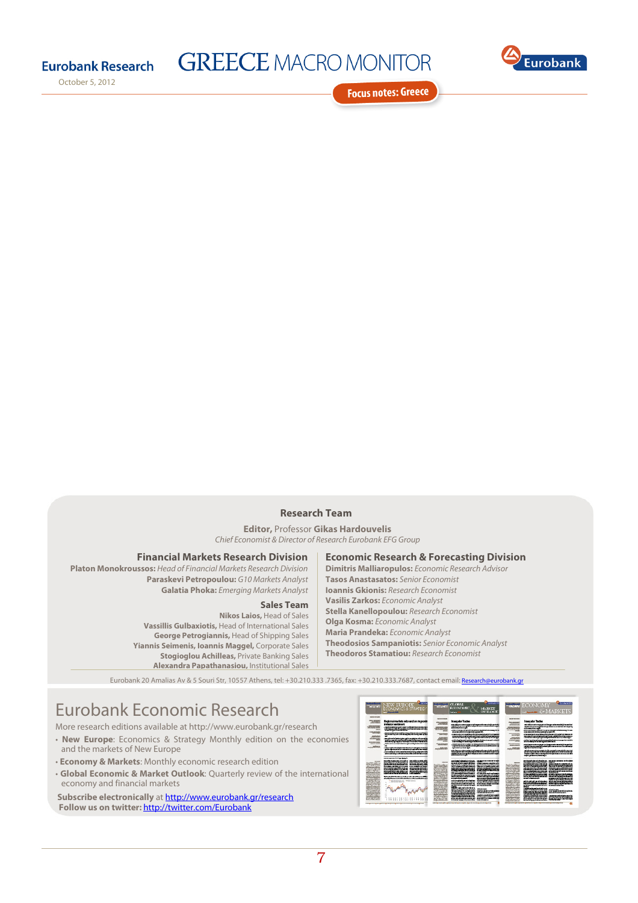## Research Team

**Editor,** Professor **Gikas Hardouvelis**
*Chief Economist & Director of Research Eurobank EFG Group*

### Financial Markets Research Division

**Platon Monokroussos:** *Head of Financial Markets Research Division*
**Paraskevi Petropoulou:** *G10 Markets Analyst*
**Galatia Phoka:** *Emerging Markets Analyst*

### Sales Team

**Nikos Laios,** Head of Sales
**Vassillis Gulbaxiotis,** Head of International Sales
**George Petrogiannis,** Head of Shipping Sales
**Yiannis Seimenis, Ioannis Maggel,** Corporate Sales
**Stogioglou Achilleas,** Private Banking Sales
**Alexandra Papathanasiou,** Institutional Sales

### Economic Research & Forecasting Division

**Dimitris Malliaropulos:** *Economic Research Advisor*
**Tasos Anastasatos:** *Senior Economist*
**Ioannis Gkionis:** *Research Economist*
**Vasilis Zarkos:** *Economic Analyst*
**Stella Kanellopoulou:** *Research Economist*
**Olga Kosma:** *Economic Analyst*
**Maria Prandeka:** *Economic Analyst*
**Theodosios Sampaniotis:** *Senior Economic Analyst*
**Theodoros Stamatiou:** *Research Economist*

Eurobank 20 Amalias Av & 5 Souri Str, 10557 Athens, tel: +30.210.333 .7365, fax: +30.210.333.7687, contact email: Research@eurobank.gr

# Eurobank Economic Research

More research editions available at http://www.eurobank.gr/research

- **New Europe**: Economics & Strategy Monthly edition on the economies and the markets of New Europe
- **Economy & Markets**: Monthly economic research edition
- **Global Economic & Market Outlook**: Quarterly review of the international economy and financial markets

**Subscribe electronically** at http://www.eurobank.gr/research
**Follow us on twitter:** http://twitter.com/Eurobank